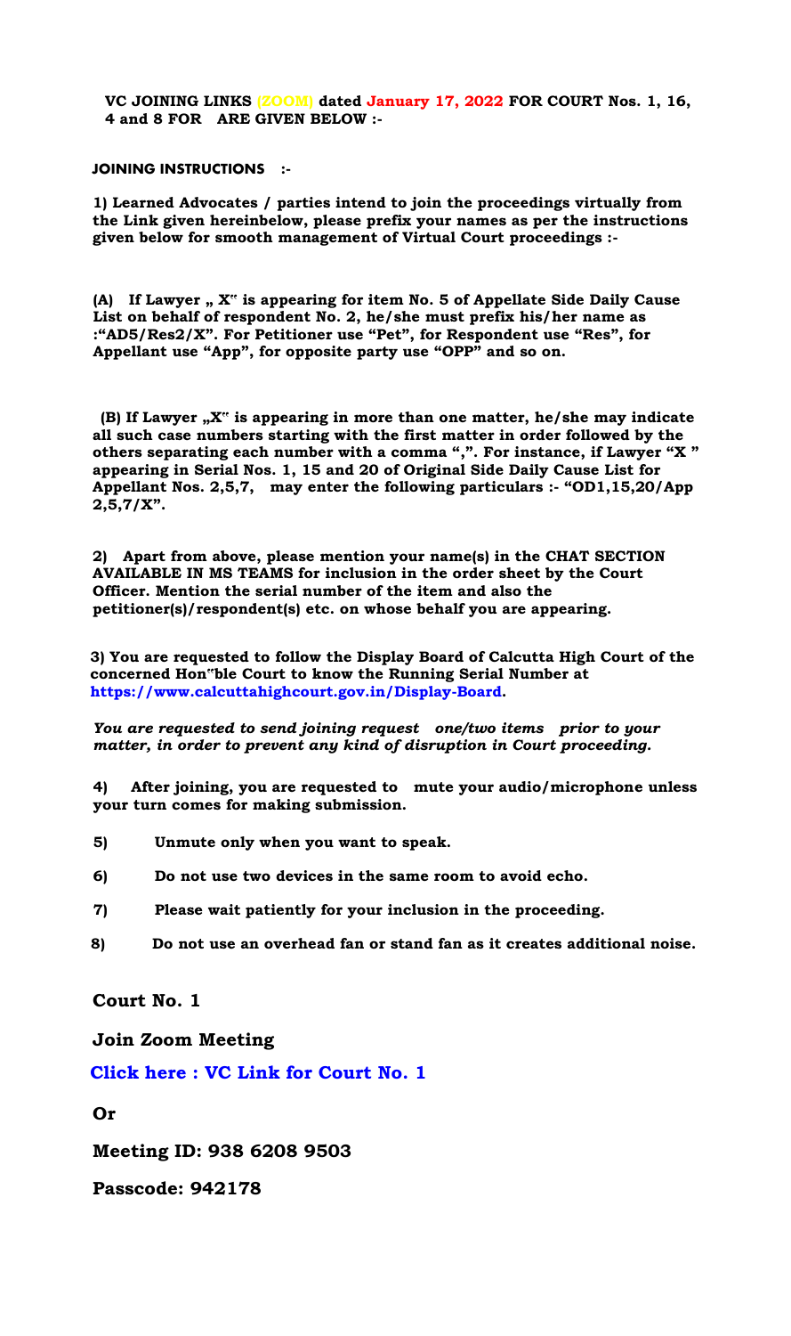**VC JOINING LINKS (ZOOM) dated January 17, 2022 FOR COURT Nos. 1, 16, 4 and 8 FOR ARE GIVEN BELOW :-**

**JOINING INSTRUCTIONS :-**

**1) Learned Advocates / parties intend to join the proceedings virtually from the Link given hereinbelow, please prefix your names as per the instructions given below for smooth management of Virtual Court proceedings :-**

**(A) If Lawyer „ X" is appearing for item No. 5 of Appellate Side Daily Cause List on behalf of respondent No. 2, he/she must prefix his/her name as :"AD5/Res2/X". For Petitioner use "Pet", for Respondent use "Res", for Appellant use "App", for opposite party use "OPP" and so on.**

**(B) If Lawyer „X" is appearing in more than one matter, he/she may indicate all such case numbers starting with the first matter in order followed by the others separating each number with a comma ",". For instance, if Lawyer "X " appearing in Serial Nos. 1, 15 and 20 of Original Side Daily Cause List for Appellant Nos. 2,5,7, may enter the following particulars :- "OD1,15,20/App 2,5,7/X".**

**2) Apart from above, please mention your name(s) in the CHAT SECTION AVAILABLE IN MS TEAMS for inclusion in the order sheet by the Court Officer. Mention the serial number of the item and also the petitioner(s)/respondent(s) etc. on whose behalf you are appearing.**

**3) You are requested to follow the Display Board of Calcutta High Court of the concerned Hon"ble Court to know the Running Serial Number at https://www.calcuttahighcourt.gov.in/Display-Board.**

***You are requested to send joining request one/two items prior to your matter, in order to prevent any kind of disruption in Court proceeding.***

**4) After joining, you are requested to mute your audio/microphone unless your turn comes for making submission.**

**5) Unmute only when you want to speak.**

**6) Do not use two devices in the same room to avoid echo.**

**7) Please wait patiently for your inclusion in the proceeding.**

**8) Do not use an overhead fan or stand fan as it creates additional noise.**

**Court No. 1**

**Join Zoom Meeting**

**Click here : VC Link for Court No. 1**

**Or**

**Meeting ID: 938 6208 9503**

**Passcode: 942178**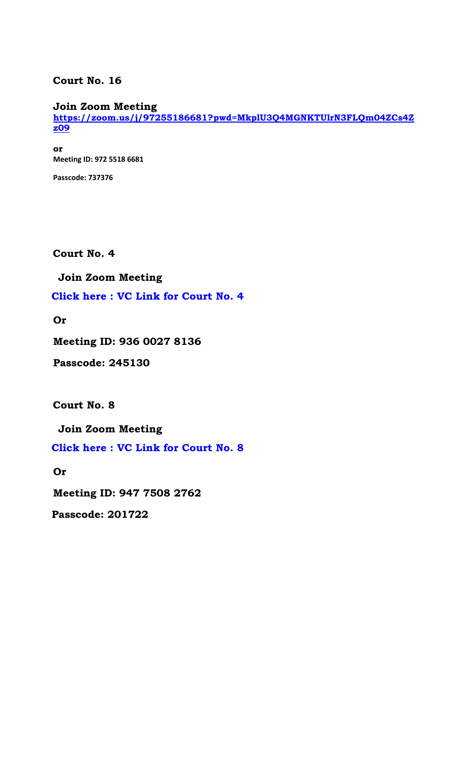**Court No. 16**

**Join Zoom Meeting**
**https://zoom.us/j/97255186681?pwd=MkplU3Q4MGNKTUlrN3FLQm04ZCs4Zz09**

**or**
**Meeting ID: 972 5518 6681**

**Passcode: 737376**

**Court No. 4**

**Join Zoom Meeting**

**Click here : VC Link for Court No. 4**

**Or**

**Meeting ID: 936 0027 8136**

**Passcode: 245130**

**Court No. 8**

**Join Zoom Meeting**

**Click here : VC Link for Court No. 8**

**Or**

**Meeting ID: 947 7508 2762**

**Passcode: 201722**